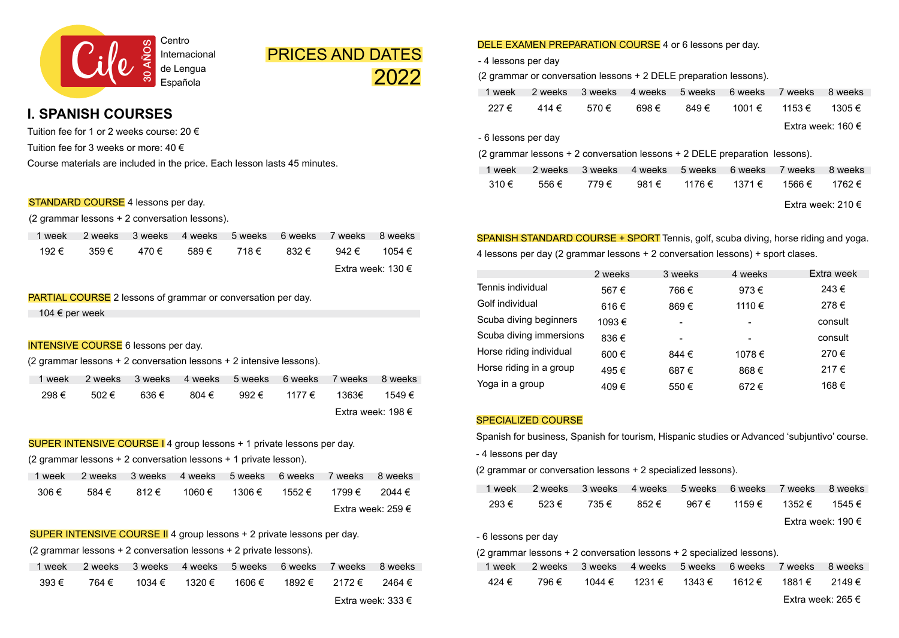Cile 30 AÑOS Centro Internacional de Lengua Española

# PRICES AND DATES 2022

## I. SPANISH COURSES

Tuition fee for 1 or 2 weeks course: 20 €

Tuition fee for 3 weeks or more: 40 €

Course materials are included in the price. Each lesson lasts 45 minutes.

### STANDARD COURSE 4 lessons per day.

(2 grammar lessons + 2 conversation lessons).

| 1 week | 2 weeks | 3 weeks | 4 weeks | 5 weeks | 6 weeks | 7 weeks | 8 weeks |
|---|---|---|---|---|---|---|---|
| 192 € | 359 € | 470 € | 589 € | 718 € | 832 € | 942 € | 1054 € |

Extra week: 130 €

### PARTIAL COURSE 2 lessons of grammar or conversation per day.

104 € per week

### INTENSIVE COURSE 6 lessons per day.

(2 grammar lessons + 2 conversation lessons + 2 intensive lessons).

| 1 week | 2 weeks | 3 weeks | 4 weeks | 5 weeks | 6 weeks | 7 weeks | 8 weeks |
|---|---|---|---|---|---|---|---|
| 298 € | 502 € | 636 € | 804 € | 992 € | 1177 € | 1363€ | 1549 € |

Extra week: 198 €

### SUPER INTENSIVE COURSE I 4 group lessons + 1 private lessons per day.

(2 grammar lessons + 2 conversation lessons + 1 private lesson).

| 1 week | 2 weeks | 3 weeks | 4 weeks | 5 weeks | 6 weeks | 7 weeks | 8 weeks |
|---|---|---|---|---|---|---|---|
| 306 € | 584 € | 812 € | 1060 € | 1306 € | 1552 € | 1799 € | 2044 € |

Extra week: 259 €

### SUPER INTENSIVE COURSE II 4 group lessons + 2 private lessons per day.

(2 grammar lessons + 2 conversation lessons + 2 private lessons).

| 1 week | 2 weeks | 3 weeks | 4 weeks | 5 weeks | 6 weeks | 7 weeks | 8 weeks |
|---|---|---|---|---|---|---|---|
| 393 € | 764 € | 1034 € | 1320 € | 1606 € | 1892 € | 2172 € | 2464 € |

Extra week: 333 €

### DELE EXAMEN PREPARATION COURSE 4 or 6 lessons per day.

- 4 lessons per day

(2 grammar or conversation lessons + 2 DELE preparation lessons).

| 1 week | 2 weeks | 3 weeks | 4 weeks | 5 weeks | 6 weeks | 7 weeks | 8 weeks |
|---|---|---|---|---|---|---|---|
| 227 € | 414 € | 570 € | 698 € | 849 € | 1001 € | 1153 € | 1305 € |

Extra week: 160 €

- 6 lessons per day

(2 grammar lessons + 2 conversation lessons + 2 DELE preparation lessons).

| 1 week | 2 weeks | 3 weeks | 4 weeks | 5 weeks | 6 weeks | 7 weeks | 8 weeks |
|---|---|---|---|---|---|---|---|
| 310 € | 556 € | 779 € | 981 € | 1176 € | 1371 € | 1566 € | 1762 € |

Extra week: 210 €

### SPANISH STANDARD COURSE + SPORT Tennis, golf, scuba diving, horse riding and yoga.

4 lessons per day (2 grammar lessons + 2 conversation lessons) + sport clases.

| | 2 weeks | 3 weeks | 4 weeks | Extra week |
|---|---|---|---|---|
| Tennis individual | 567 € | 766 € | 973 € | 243 € |
| Golf individual | 616 € | 869 € | 1110 € | 278 € |
| Scuba diving beginners | 1093 € | - | - | consult |
| Scuba diving immersions | 836 € | - | - | consult |
| Horse riding individual | 600 € | 844 € | 1078 € | 270 € |
| Horse riding in a group | 495 € | 687 € | 868 € | 217 € |
| Yoga in a group | 409 € | 550 € | 672 € | 168 € |

### SPECIALIZED COURSE

Spanish for business, Spanish for tourism, Hispanic studies or Advanced 'subjuntivo' course.

- 4 lessons per day

(2 grammar or conversation lessons + 2 specialized lessons).

| 1 week | 2 weeks | 3 weeks | 4 weeks | 5 weeks | 6 weeks | 7 weeks | 8 weeks |
|---|---|---|---|---|---|---|---|
| 293 € | 523 € | 735 € | 852 € | 967 € | 1159 € | 1352 € | 1545 € |

Extra week: 190 €

- 6 lessons per day

(2 grammar lessons + 2 conversation lessons + 2 specialized lessons).

| 1 week | 2 weeks | 3 weeks | 4 weeks | 5 weeks | 6 weeks | 7 weeks | 8 weeks |
|---|---|---|---|---|---|---|---|
| 424 € | 796 € | 1044 € | 1231 € | 1343 € | 1612 € | 1881 € | 2149 € |

Extra week: 265 €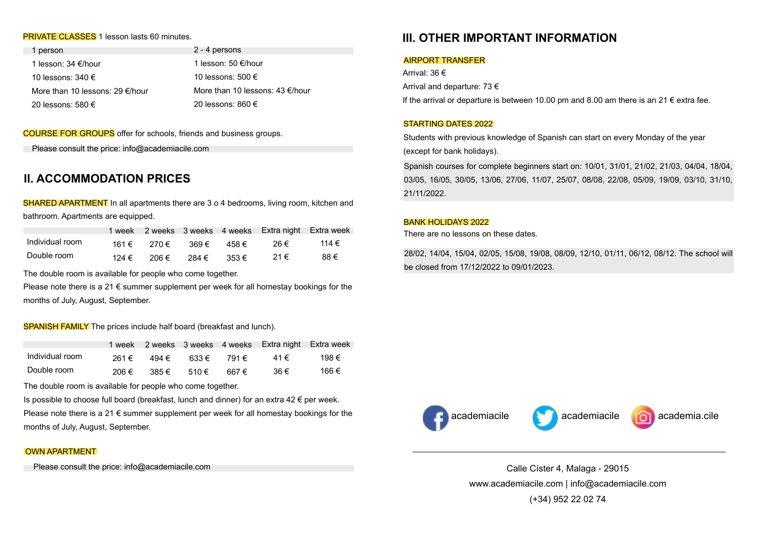PRIVATE CLASSES 1 lesson lasts 60 minutes.

| 1 person | 2 - 4 persons |
|---|---|
| 1 lesson: 34 €/hour | 1 lesson: 50 €/hour |
| 10 lessons: 340 € | 10 lessons: 500 € |
| More than 10 lessons: 29 €/hour | More than 10 lessons: 43 €/hour |
| 20 lessons: 580 € | 20 lessons: 860 € |

COURSE FOR GROUPS offer for schools, friends and business groups.

Please consult the price: info@academiacile.com

## II. ACCOMMODATION PRICES

SHARED APARTMENT In all apartments there are 3 o 4 bedrooms, living room, kitchen and bathroom. Apartments are equipped.

| | 1 week | 2 weeks | 3 weeks | 4 weeks | Extra night | Extra week |
|---|---|---|---|---|---|---|
| Individual room | 161 € | 270 € | 369 € | 458 € | 26 € | 114 € |
| Double room | 124 € | 206 € | 284 € | 353 € | 21 € | 88 € |

The double room is available for people who come together.

Please note there is a 21 € summer supplement per week for all homestay bookings for the months of July, August, September.

SPANISH FAMILY The prices include half board (breakfast and lunch).

| | 1 week | 2 weeks | 3 weeks | 4 weeks | Extra night | Extra week |
|---|---|---|---|---|---|---|
| Individual room | 261 € | 494 € | 633 € | 791 € | 41 € | 198 € |
| Double room | 206 € | 385 € | 510 € | 667 € | 36 € | 166 € |

The double room is available for people who come together.

Is possible to choose full board (breakfast, lunch and dinner) for an extra 42 € per week.

Please note there is a 21 € summer supplement per week for all homestay bookings for the months of July, August, September.

OWN APARTMENT

Please consult the price: info@academiacile.com

## III. OTHER IMPORTANT INFORMATION

AIRPORT TRANSFER

Arrival: 36 €

Arrival and departure: 73 €

If the arrival or departure is between 10.00 pm and 8.00 am there is an 21 € extra fee.

STARTING DATES 2022

Students with previous knowledge of Spanish can start on every Monday of the year (except for bank holidays).

Spanish courses for complete beginners start on: 10/01, 31/01, 21/02, 21/03, 04/04, 18/04, 03/05, 16/05, 30/05, 13/06, 27/06, 11/07, 25/07, 08/08, 22/08, 05/09, 19/09, 03/10, 31/10, 21/11/2022.

BANK HOLIDAYS 2022

There are no lessons on these dates.

28/02, 14/04, 15/04, 02/05, 15/08, 19/08, 08/09, 12/10, 01/11, 06/12, 08/12. The school will be closed from 17/12/2022 to 09/01/2023.

academiacile academiacile academia.cile

Calle Císter 4, Malaga - 29015

www.academiacile.com | info@academiacile.com

(+34) 952 22 02 74